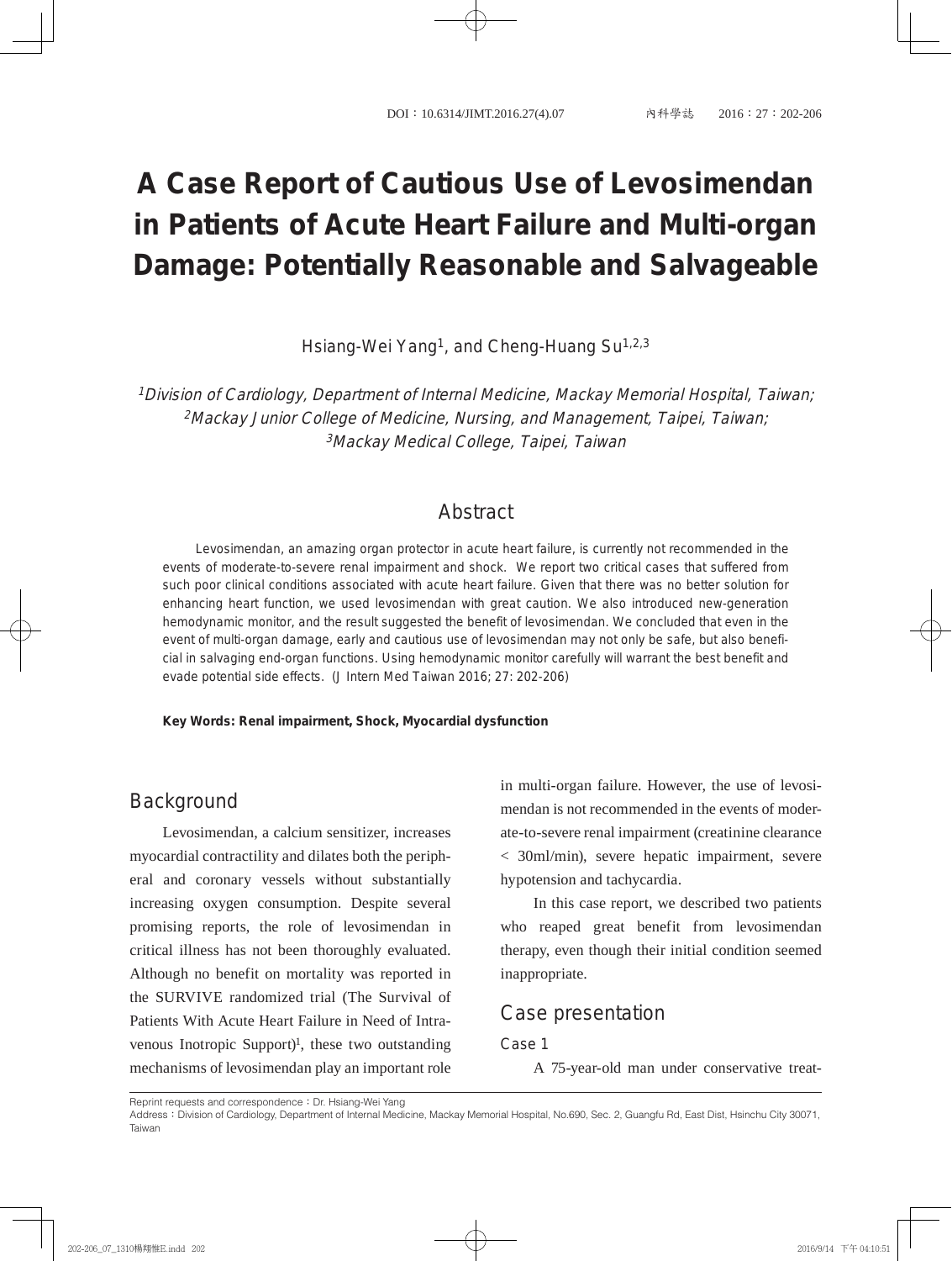# A Case Report of Cautious Use of Levosimendan in Patients of Acute Heart Failure and Multi-organ Damage: Potentially Reasonable and Salvageable

Hsiang-Wei Yang[1], and Cheng-Huang Su[1,2,3]

*[1]Division of Cardiology, Department of Internal Medicine, Mackay Memorial Hospital, Taiwan;*
*[2]Mackay Junior College of Medicine, Nursing, and Management, Taipei, Taiwan;*
*[3]Mackay Medical College, Taipei, Taiwan*

## Abstract

Levosimendan, an amazing organ protector in acute heart failure, is currently not recommended in the events of moderate-to-severe renal impairment and shock. We report two critical cases that suffered from such poor clinical conditions associated with acute heart failure. Given that there was no better solution for enhancing heart function, we used levosimendan with great caution. We also introduced new-generation hemodynamic monitor, and the result suggested the benefit of levosimendan. We concluded that even in the event of multi-organ damage, early and cautious use of levosimendan may not only be safe, but also beneficial in salvaging end-organ functions. Using hemodynamic monitor carefully will warrant the best benefit and evade potential side effects. (J Intern Med Taiwan 2016; 27: 202-206)

**Key Words: Renal impairment, Shock, Myocardial dysfunction**

## Background

Levosimendan, a calcium sensitizer, increases myocardial contractility and dilates both the peripheral and coronary vessels without substantially increasing oxygen consumption. Despite several promising reports, the role of levosimendan in critical illness has not been thoroughly evaluated. Although no benefit on mortality was reported in the SURVIVE randomized trial (The Survival of Patients With Acute Heart Failure in Need of Intravenous Inotropic Support)[1], these two outstanding mechanisms of levosimendan play an important role in multi-organ failure. However, the use of levosimendan is not recommended in the events of moderate-to-severe renal impairment (creatinine clearance < 30ml/min), severe hepatic impairment, severe hypotension and tachycardia.

In this case report, we described two patients who reaped great benefit from levosimendan therapy, even though their initial condition seemed inappropriate.

## Case presentation

### Case 1

A 75-year-old man under conservative treat-

Reprint requests and correspondence：Dr. Hsiang-Wei Yang

Address：Division of Cardiology, Department of Internal Medicine, Mackay Memorial Hospital, No.690, Sec. 2, Guangfu Rd, East Dist, Hsinchu City 30071, Taiwan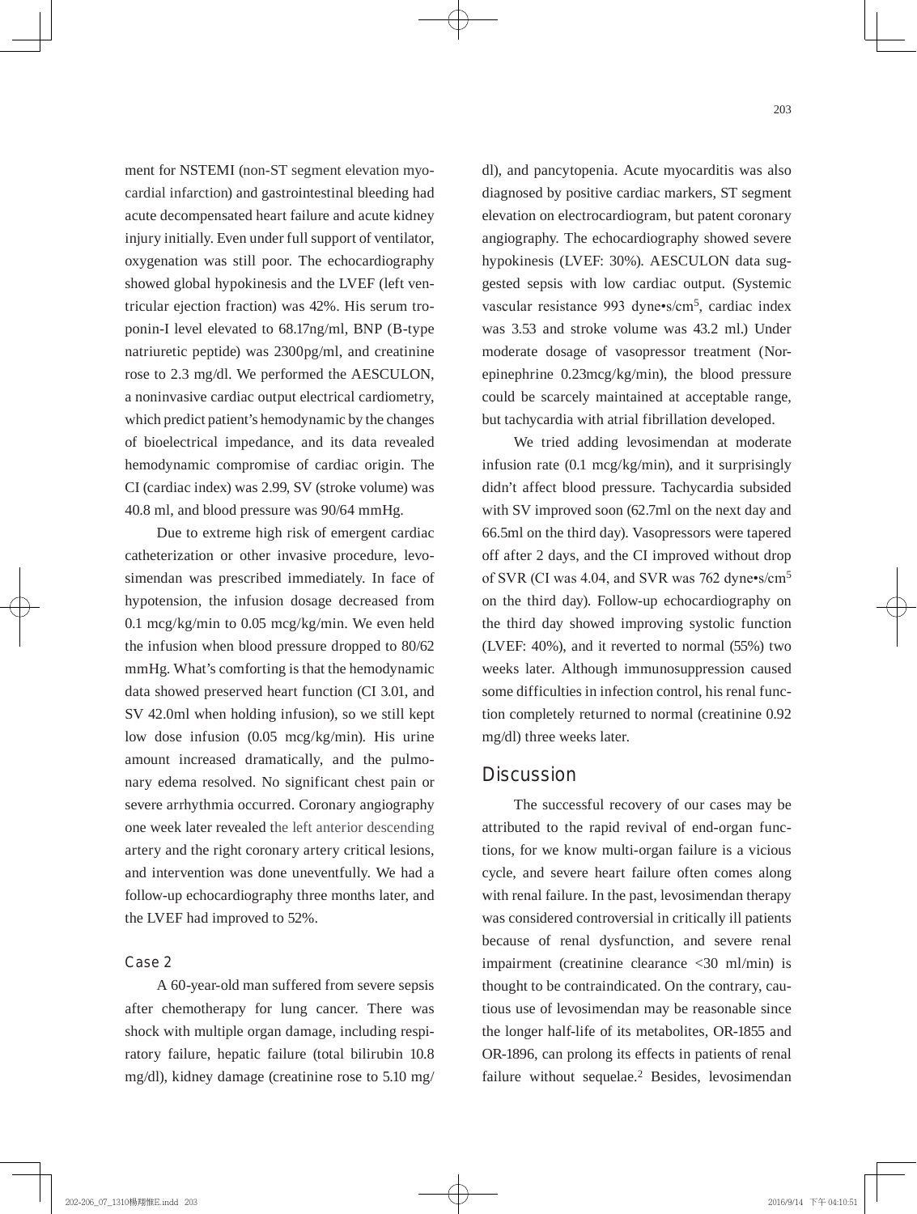ment for NSTEMI (non-ST segment elevation myocardial infarction) and gastrointestinal bleeding had acute decompensated heart failure and acute kidney injury initially. Even under full support of ventilator, oxygenation was still poor. The echocardiography showed global hypokinesis and the LVEF (left ventricular ejection fraction) was 42%. His serum troponin-I level elevated to 68.17ng/ml, BNP (B-type natriuretic peptide) was 2300pg/ml, and creatinine rose to 2.3 mg/dl. We performed the AESCULON, a noninvasive cardiac output electrical cardiometry, which predict patient's hemodynamic by the changes of bioelectrical impedance, and its data revealed hemodynamic compromise of cardiac origin. The CI (cardiac index) was 2.99, SV (stroke volume) was 40.8 ml, and blood pressure was 90/64 mmHg.

Due to extreme high risk of emergent cardiac catheterization or other invasive procedure, levosimendan was prescribed immediately. In face of hypotension, the infusion dosage decreased from 0.1 mcg/kg/min to 0.05 mcg/kg/min. We even held the infusion when blood pressure dropped to 80/62 mmHg. What's comforting is that the hemodynamic data showed preserved heart function (CI 3.01, and SV 42.0ml when holding infusion), so we still kept low dose infusion (0.05 mcg/kg/min). His urine amount increased dramatically, and the pulmonary edema resolved. No significant chest pain or severe arrhythmia occurred. Coronary angiography one week later revealed the left anterior descending artery and the right coronary artery critical lesions, and intervention was done uneventfully. We had a follow-up echocardiography three months later, and the LVEF had improved to 52%.

### Case 2

A 60-year-old man suffered from severe sepsis after chemotherapy for lung cancer. There was shock with multiple organ damage, including respiratory failure, hepatic failure (total bilirubin 10.8 mg/dl), kidney damage (creatinine rose to 5.10 mg/dl), and pancytopenia. Acute myocarditis was also diagnosed by positive cardiac markers, ST segment elevation on electrocardiogram, but patent coronary angiography. The echocardiography showed severe hypokinesis (LVEF: 30%). AESCULON data suggested sepsis with low cardiac output. (Systemic vascular resistance 993 dyne•s/cm$^5$, cardiac index was 3.53 and stroke volume was 43.2 ml.) Under moderate dosage of vasopressor treatment (Norepinephrine 0.23mcg/kg/min), the blood pressure could be scarcely maintained at acceptable range, but tachycardia with atrial fibrillation developed.

We tried adding levosimendan at moderate infusion rate (0.1 mcg/kg/min), and it surprisingly didn't affect blood pressure. Tachycardia subsided with SV improved soon (62.7ml on the next day and 66.5ml on the third day). Vasopressors were tapered off after 2 days, and the CI improved without drop of SVR (CI was 4.04, and SVR was 762 dyne•s/cm$^5$ on the third day). Follow-up echocardiography on the third day showed improving systolic function (LVEF: 40%), and it reverted to normal (55%) two weeks later. Although immunosuppression caused some difficulties in infection control, his renal function completely returned to normal (creatinine 0.92 mg/dl) three weeks later.

## Discussion

The successful recovery of our cases may be attributed to the rapid revival of end-organ functions, for we know multi-organ failure is a vicious cycle, and severe heart failure often comes along with renal failure. In the past, levosimendan therapy was considered controversial in critically ill patients because of renal dysfunction, and severe renal impairment (creatinine clearance <30 ml/min) is thought to be contraindicated. On the contrary, cautious use of levosimendan may be reasonable since the longer half-life of its metabolites, OR-1855 and OR-1896, can prolong its effects in patients of renal failure without sequelae.[2] Besides, levosimendan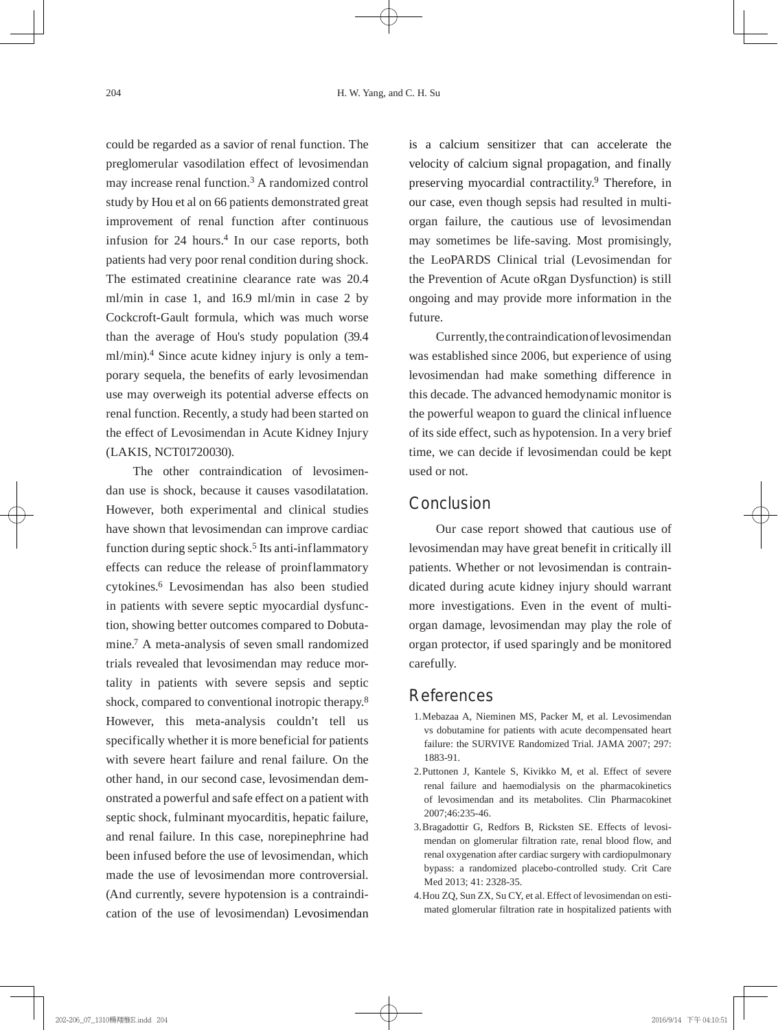could be regarded as a savior of renal function. The preglomerular vasodilation effect of levosimendan may increase renal function.[3] A randomized control study by Hou et al on 66 patients demonstrated great improvement of renal function after continuous infusion for 24 hours.[4] In our case reports, both patients had very poor renal condition during shock. The estimated creatinine clearance rate was 20.4 ml/min in case 1, and 16.9 ml/min in case 2 by Cockcroft-Gault formula, which was much worse than the average of Hou's study population (39.4 ml/min).[4] Since acute kidney injury is only a temporary sequela, the benefits of early levosimendan use may overweigh its potential adverse effects on renal function. Recently, a study had been started on the effect of Levosimendan in Acute Kidney Injury (LAKIS, NCT01720030).

The other contraindication of levosimendan use is shock, because it causes vasodilatation. However, both experimental and clinical studies have shown that levosimendan can improve cardiac function during septic shock.[5] Its anti-inflammatory effects can reduce the release of proinflammatory cytokines.[6] Levosimendan has also been studied in patients with severe septic myocardial dysfunction, showing better outcomes compared to Dobutamine.[7] A meta-analysis of seven small randomized trials revealed that levosimendan may reduce mortality in patients with severe sepsis and septic shock, compared to conventional inotropic therapy.[8] However, this meta-analysis couldn't tell us specifically whether it is more beneficial for patients with severe heart failure and renal failure. On the other hand, in our second case, levosimendan demonstrated a powerful and safe effect on a patient with septic shock, fulminant myocarditis, hepatic failure, and renal failure. In this case, norepinephrine had been infused before the use of levosimendan, which made the use of levosimendan more controversial. (And currently, severe hypotension is a contraindication of the use of levosimendan) Levosimendan is a calcium sensitizer that can accelerate the velocity of calcium signal propagation, and finally preserving myocardial contractility.[9] Therefore, in our case, even though sepsis had resulted in multiorgan failure, the cautious use of levosimendan may sometimes be life-saving. Most promisingly, the LeoPARDS Clinical trial (Levosimendan for the Prevention of Acute oRgan Dysfunction) is still ongoing and may provide more information in the future.

Currently, the contraindication of levosimendan was established since 2006, but experience of using levosimendan had make something difference in this decade. The advanced hemodynamic monitor is the powerful weapon to guard the clinical influence of its side effect, such as hypotension. In a very brief time, we can decide if levosimendan could be kept used or not.

## Conclusion

Our case report showed that cautious use of levosimendan may have great benefit in critically ill patients. Whether or not levosimendan is contraindicated during acute kidney injury should warrant more investigations. Even in the event of multiorgan damage, levosimendan may play the role of organ protector, if used sparingly and be monitored carefully.

## References

1. Mebazaa A, Nieminen MS, Packer M, et al. Levosimendan vs dobutamine for patients with acute decompensated heart failure: the SURVIVE Randomized Trial. JAMA 2007; 297: 1883-91.
2. Puttonen J, Kantele S, Kivikko M, et al. Effect of severe renal failure and haemodialysis on the pharmacokinetics of levosimendan and its metabolites. Clin Pharmacokinet 2007;46:235-46.
3. Bragadottir G, Redfors B, Ricksten SE. Effects of levosimendan on glomerular filtration rate, renal blood flow, and renal oxygenation after cardiac surgery with cardiopulmonary bypass: a randomized placebo-controlled study. Crit Care Med 2013; 41: 2328-35.
4. Hou ZQ, Sun ZX, Su CY, et al. Effect of levosimendan on estimated glomerular filtration rate in hospitalized patients with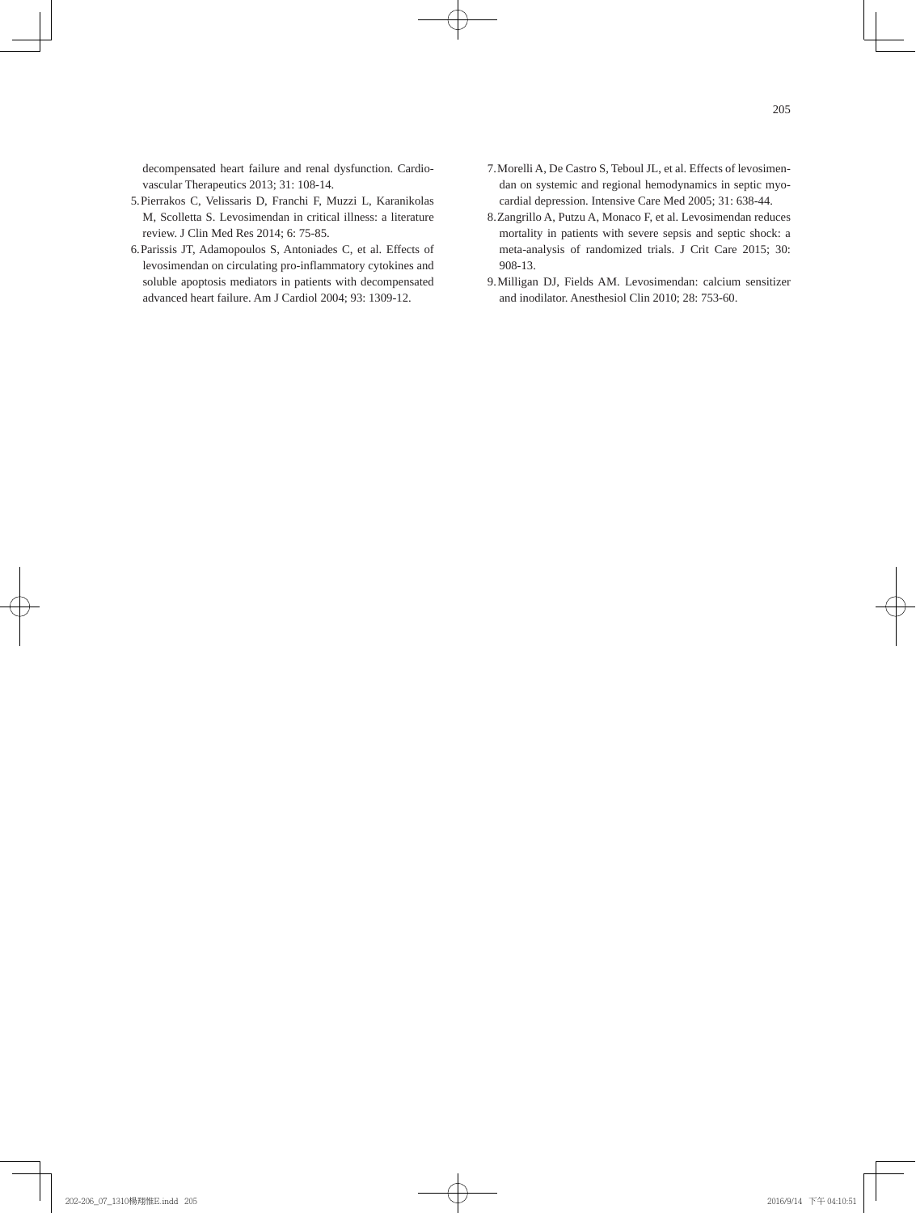decompensated heart failure and renal dysfunction. Cardiovascular Therapeutics 2013; 31: 108-14.

5. Pierrakos C, Velissaris D, Franchi F, Muzzi L, Karanikolas M, Scolletta S. Levosimendan in critical illness: a literature review. J Clin Med Res 2014; 6: 75-85.
6. Parissis JT, Adamopoulos S, Antoniades C, et al. Effects of levosimendan on circulating pro-inflammatory cytokines and soluble apoptosis mediators in patients with decompensated advanced heart failure. Am J Cardiol 2004; 93: 1309-12.
7. Morelli A, De Castro S, Teboul JL, et al. Effects of levosimendan on systemic and regional hemodynamics in septic myocardial depression. Intensive Care Med 2005; 31: 638-44.
8. Zangrillo A, Putzu A, Monaco F, et al. Levosimendan reduces mortality in patients with severe sepsis and septic shock: a meta-analysis of randomized trials. J Crit Care 2015; 30: 908-13.
9. Milligan DJ, Fields AM. Levosimendan: calcium sensitizer and inodilator. Anesthesiol Clin 2010; 28: 753-60.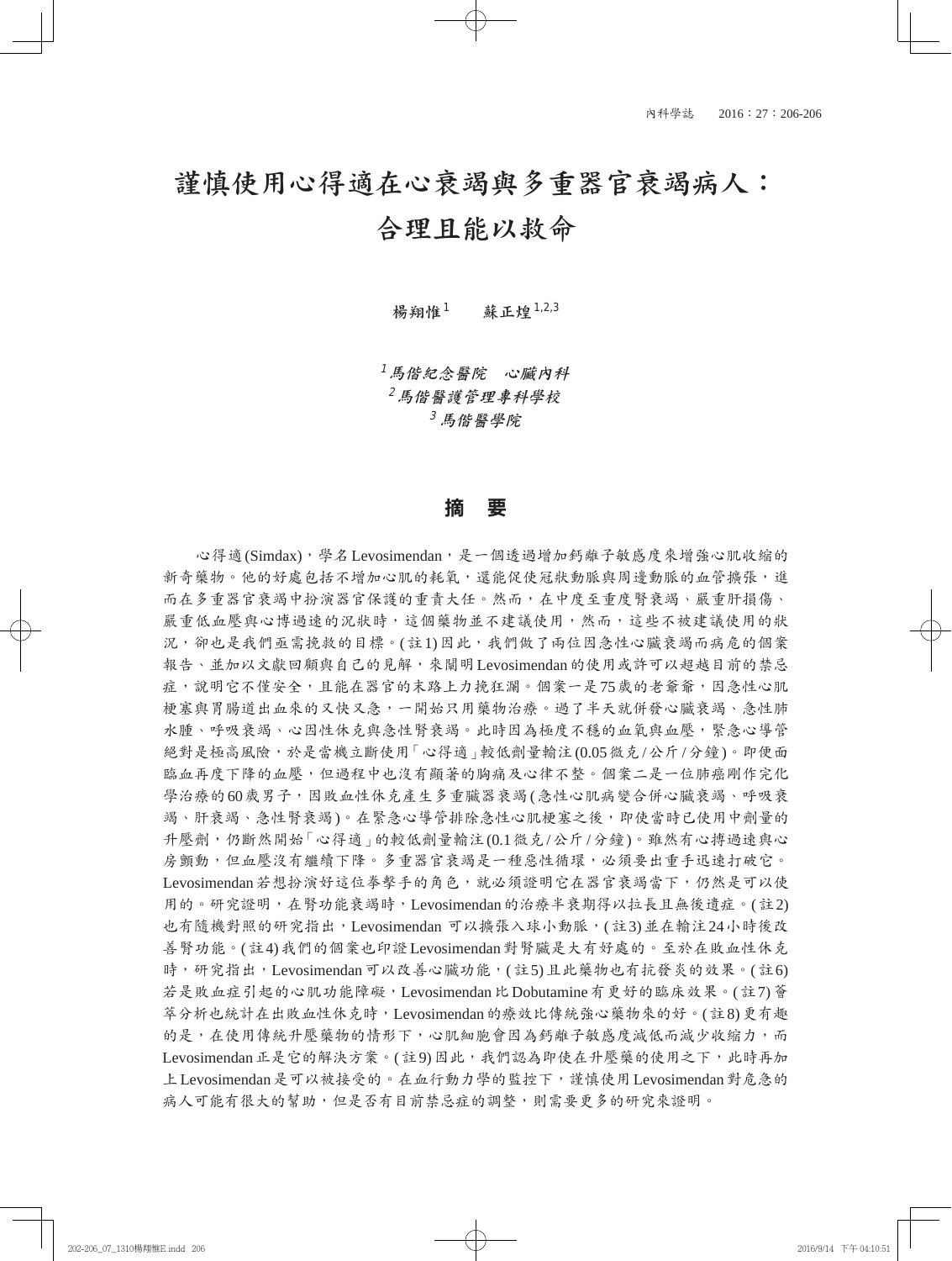# 謹慎使用心得適在心衰竭與多重器官衰竭病人：合理且能以救命

楊翔惟[1]　蘇正煌[1,2,3]

*[1]馬偕紀念醫院　心臟內科*
*[2]馬偕醫護管理專科學校*
*[3]馬偕醫學院*

## 摘　要

心得適(Simdax)，學名Levosimendan，是一個透過增加鈣離子敏感度來增強心肌收縮的新奇藥物。他的好處包括不增加心肌的耗氧，還能促使冠狀動脈與周邊動脈的血管擴張，進而在多重器官衰竭中扮演器官保護的重責大任。然而，在中度至重度腎衰竭、嚴重肝損傷、嚴重低血壓與心博過速的況狀時，這個藥物並不建議使用，然而，這些不被建議使用的狀況，卻也是我們亟需挽救的目標。(註1)因此，我們做了兩位因急性心臟衰竭而病危的個案報告、並加以文獻回顧與自己的見解，來闡明Levosimendan的使用或許可以超越目前的禁忌症，說明它不僅安全，且能在器官的末路上力挽狂瀾。個案一是75歲的老爺爺，因急性心肌梗塞與胃腸道出血來的又快又急，一開始只用藥物治療。過了半天就併發心臟衰竭、急性肺水腫、呼吸衰竭、心因性休克與急性腎衰竭。此時因為極度不穩的血氧與血壓，緊急心導管絕對是極高風險，於是當機立斷使用「心得適」較低劑量輸注(0.05微克/公斤/分鐘)。即使面臨血再度下降的血壓，但過程中也沒有顯著的胸痛及心律不整。個案二是一位肺癌剛作完化學治療的60歲男子，因敗血性休克產生多重臟器衰竭(急性心肌病變合併心臟衰竭、呼吸衰竭、肝衰竭、急性腎衰竭)。在緊急心導管排除急性心肌梗塞之後，即使當時已使用中劑量的升壓劑，仍斷然開始「心得適」的較低劑量輸注(0.1微克/公斤/分鐘)。雖然有心搏過速與心房顫動，但血壓沒有繼續下降。多重器官衰竭是一種惡性循環，必須要出重手迅速打破它。Levosimendan若想扮演好這位拳擊手的角色，就必須證明它在器官衰竭當下，仍然是可以使用的。研究證明，在腎功能衰竭時，Levosimendan的治療半衰期得以拉長且無後遺症。(註2)也有隨機對照的研究指出，Levosimendan 可以擴張入球小動脈，(註3)並在輸注24小時後改善腎功能。(註4)我們的個案也印證Levosimendan對腎臟是大有好處的。至於在敗血性休克時，研究指出，Levosimendan可以改善心臟功能，(註5)且此藥物也有抗發炎的效果。(註6)若是敗血症引起的心肌功能障礙，Levosimendan比Dobutamine有更好的臨床效果。(註7)薈萃分析也統計在出敗血性休克時，Levosimendan的療效比傳統強心藥物來的好。(註8)更有趣的是，在使用傳統升壓藥物的情形下，心肌細胞會因為鈣離子敏感度減低而減少收縮力，而Levosimendan正是它的解決方案。(註9)因此，我們認為即使在升壓藥的使用之下，此時再加上Levosimendan是可以被接受的。在血行動力學的監控下，謹慎使用Levosimendan對危急的病人可能有很大的幫助，但是否有目前禁忌症的調整，則需要更多的研究來證明。